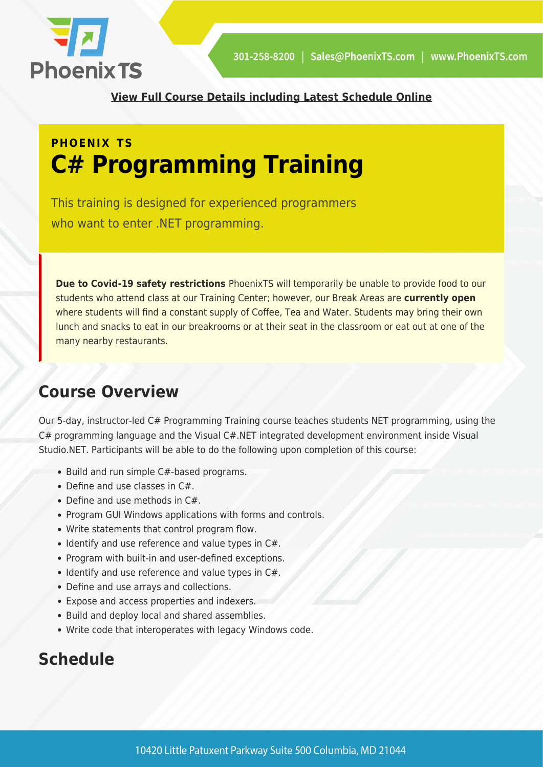**View Full Course Details including Latest Schedule Online**

**PHOENIX TS**

# C# Programming Training

This training is designed for experienced programmers who want to enter .NET programming.

**Due to Covid-19 safety restrictions** PhoenixTS will temporarily be unable to provide food to our students who attend class at our Training Center; however, our Break Areas are **currently open** where students will find a constant supply of Coffee, Tea and Water. Students may bring their own lunch and snacks to eat in our breakrooms or at their seat in the classroom or eat out at one of the many nearby restaurants.

## Course Overview

Our 5-day, instructor-led C# Programming Training course teaches students NET programming, using the C# programming language and the Visual C#.NET integrated development environment inside Visual Studio.NET. Participants will be able to do the following upon completion of this course:

- Build and run simple C#-based programs.
- Define and use classes in C#.
- Define and use methods in C#.
- Program GUI Windows applications with forms and controls.
- Write statements that control program flow.
- Identify and use reference and value types in C#.
- Program with built-in and user-defined exceptions.
- Identify and use reference and value types in C#.
- Define and use arrays and collections.
- Expose and access properties and indexers.
- Build and deploy local and shared assemblies.
- Write code that interoperates with legacy Windows code.

## Schedule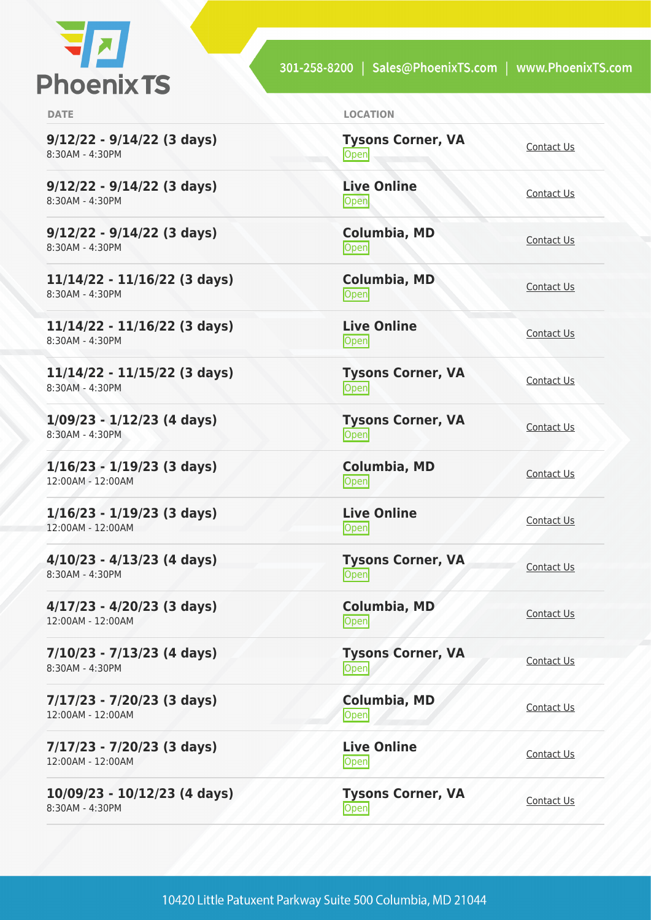| DATE | LOCATION | |
|---|---|---|
| **9/12/22 - 9/14/22 (3 days)**<br>8:30AM - 4:30PM | **Tysons Corner, VA**<br>Open | Contact Us |
| **9/12/22 - 9/14/22 (3 days)**<br>8:30AM - 4:30PM | **Live Online**<br>Open | Contact Us |
| **9/12/22 - 9/14/22 (3 days)**<br>8:30AM - 4:30PM | **Columbia, MD**<br>Open | Contact Us |
| **11/14/22 - 11/16/22 (3 days)**<br>8:30AM - 4:30PM | **Columbia, MD**<br>Open | Contact Us |
| **11/14/22 - 11/16/22 (3 days)**<br>8:30AM - 4:30PM | **Live Online**<br>Open | Contact Us |
| **11/14/22 - 11/15/22 (3 days)**<br>8:30AM - 4:30PM | **Tysons Corner, VA**<br>Open | Contact Us |
| **1/09/23 - 1/12/23 (4 days)**<br>8:30AM - 4:30PM | **Tysons Corner, VA**<br>Open | Contact Us |
| **1/16/23 - 1/19/23 (3 days)**<br>12:00AM - 12:00AM | **Columbia, MD**<br>Open | Contact Us |
| **1/16/23 - 1/19/23 (3 days)**<br>12:00AM - 12:00AM | **Live Online**<br>Open | Contact Us |
| **4/10/23 - 4/13/23 (4 days)**<br>8:30AM - 4:30PM | **Tysons Corner, VA**<br>Open | Contact Us |
| **4/17/23 - 4/20/23 (3 days)**<br>12:00AM - 12:00AM | **Columbia, MD**<br>Open | Contact Us |
| **7/10/23 - 7/13/23 (4 days)**<br>8:30AM - 4:30PM | **Tysons Corner, VA**<br>Open | Contact Us |
| **7/17/23 - 7/20/23 (3 days)**<br>12:00AM - 12:00AM | **Columbia, MD**<br>Open | Contact Us |
| **7/17/23 - 7/20/23 (3 days)**<br>12:00AM - 12:00AM | **Live Online**<br>Open | Contact Us |
| **10/09/23 - 10/12/23 (4 days)**<br>8:30AM - 4:30PM | **Tysons Corner, VA**<br>Open | Contact Us |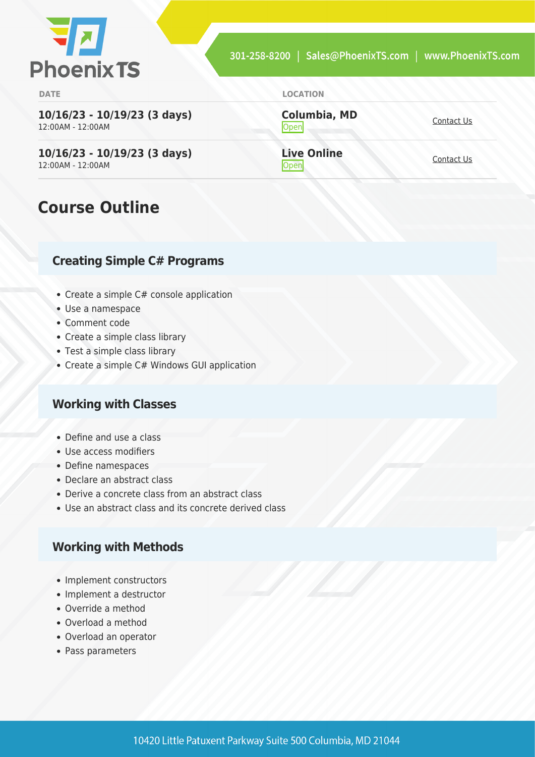| DATE | LOCATION | |
|---|---|---|
| **10/16/23 - 10/19/23 (3 days)**<br>12:00AM - 12:00AM | **Columbia, MD**<br>Open | Contact Us |
| **10/16/23 - 10/19/23 (3 days)**<br>12:00AM - 12:00AM | **Live Online**<br>Open | Contact Us |

## Course Outline

### Creating Simple C# Programs

- Create a simple C# console application
- Use a namespace
- Comment code
- Create a simple class library
- Test a simple class library
- Create a simple C# Windows GUI application

### Working with Classes

- Define and use a class
- Use access modifiers
- Define namespaces
- Declare an abstract class
- Derive a concrete class from an abstract class
- Use an abstract class and its concrete derived class

### Working with Methods

- Implement constructors
- Implement a destructor
- Override a method
- Overload a method
- Overload an operator
- Pass parameters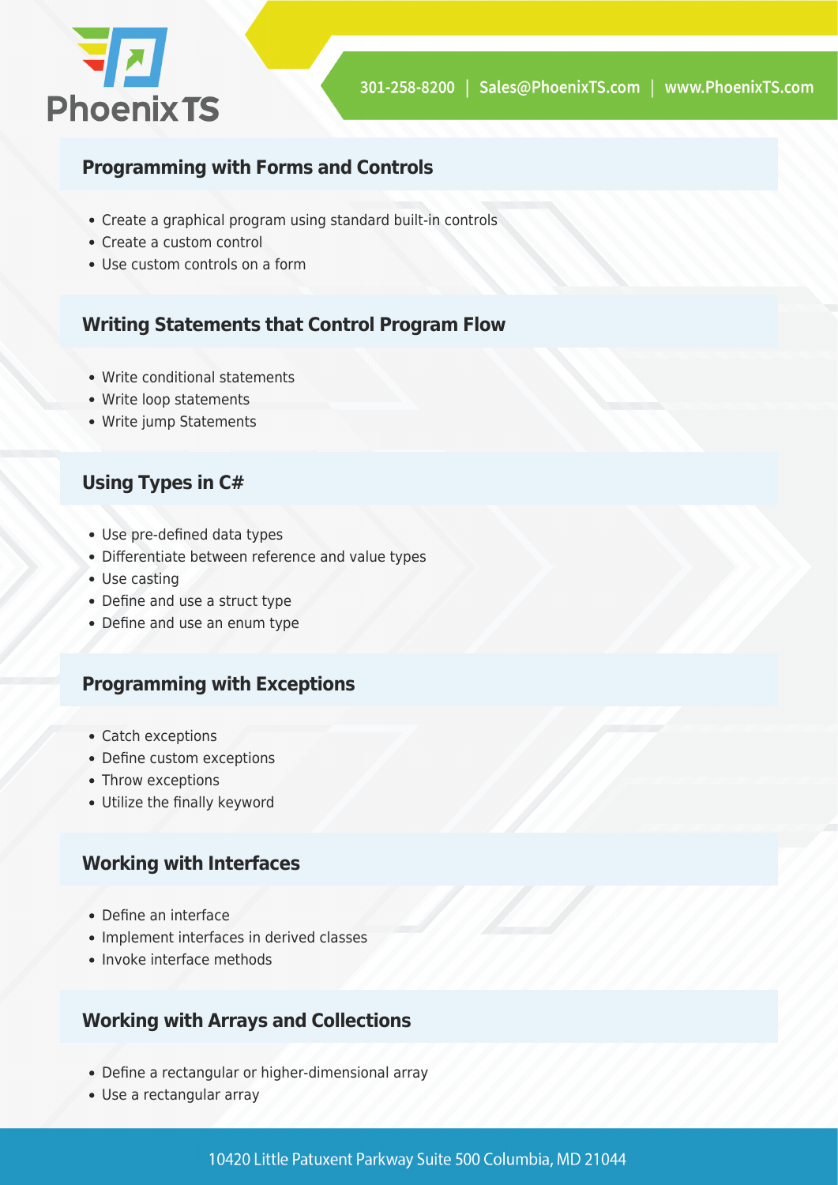## Programming with Forms and Controls

- Create a graphical program using standard built-in controls
- Create a custom control
- Use custom controls on a form

## Writing Statements that Control Program Flow

- Write conditional statements
- Write loop statements
- Write jump Statements

## Using Types in C#

- Use pre-defined data types
- Differentiate between reference and value types
- Use casting
- Define and use a struct type
- Define and use an enum type

## Programming with Exceptions

- Catch exceptions
- Define custom exceptions
- Throw exceptions
- Utilize the finally keyword

## Working with Interfaces

- Define an interface
- Implement interfaces in derived classes
- Invoke interface methods

## Working with Arrays and Collections

- Define a rectangular or higher-dimensional array
- Use a rectangular array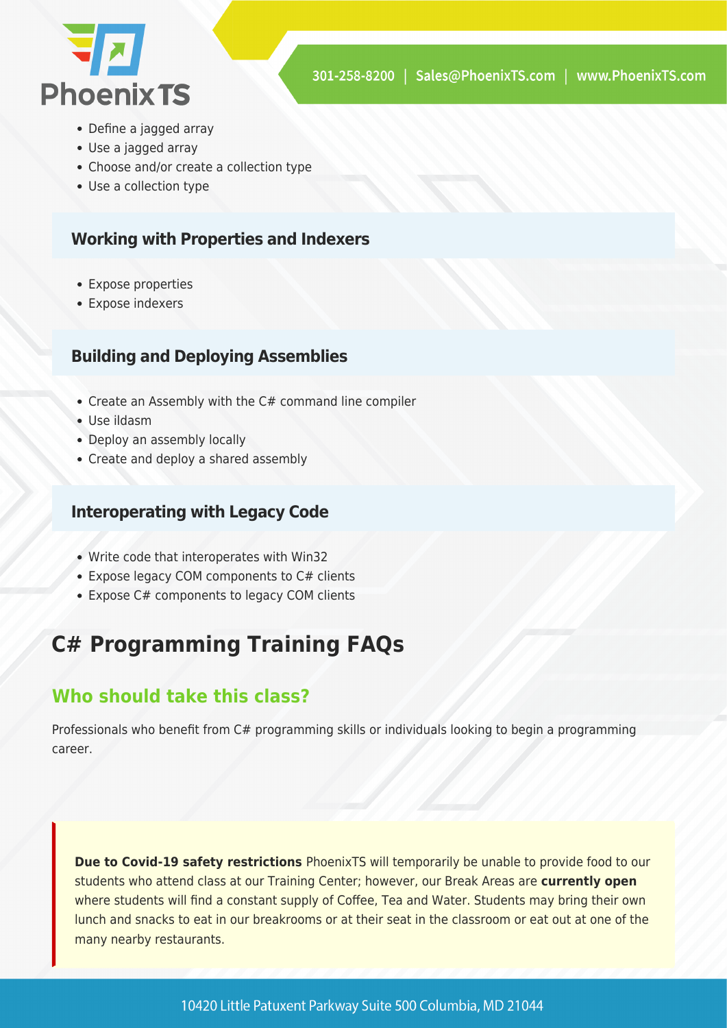- Define a jagged array
- Use a jagged array
- Choose and/or create a collection type
- Use a collection type

### Working with Properties and Indexers

- Expose properties
- Expose indexers

### Building and Deploying Assemblies

- Create an Assembly with the C# command line compiler
- Use ildasm
- Deploy an assembly locally
- Create and deploy a shared assembly

### Interoperating with Legacy Code

- Write code that interoperates with Win32
- Expose legacy COM components to C# clients
- Expose C# components to legacy COM clients

# C# Programming Training FAQs

## Who should take this class?

Professionals who benefit from C# programming skills or individuals looking to begin a programming career.

**Due to Covid-19 safety restrictions** PhoenixTS will temporarily be unable to provide food to our students who attend class at our Training Center; however, our Break Areas are **currently open** where students will find a constant supply of Coffee, Tea and Water. Students may bring their own lunch and snacks to eat in our breakrooms or at their seat in the classroom or eat out at one of the many nearby restaurants.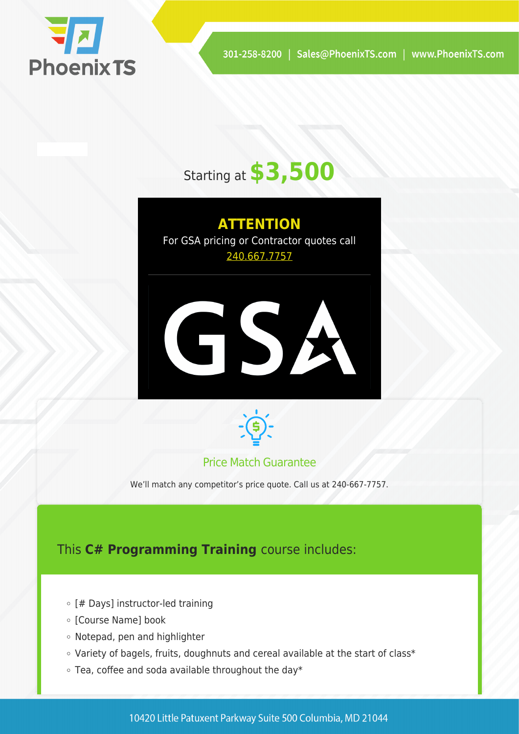Starting at **$3,500**

**ATTENTION**

For GSA pricing or Contractor quotes call 240.667.7757

GSA

Price Match Guarantee

We'll match any competitor's price quote. Call us at 240-667-7757.

This **C# Programming Training** course includes:

- [# Days] instructor-led training
- [Course Name] book
- Notepad, pen and highlighter
- Variety of bagels, fruits, doughnuts and cereal available at the start of class*
- Tea, coffee and soda available throughout the day*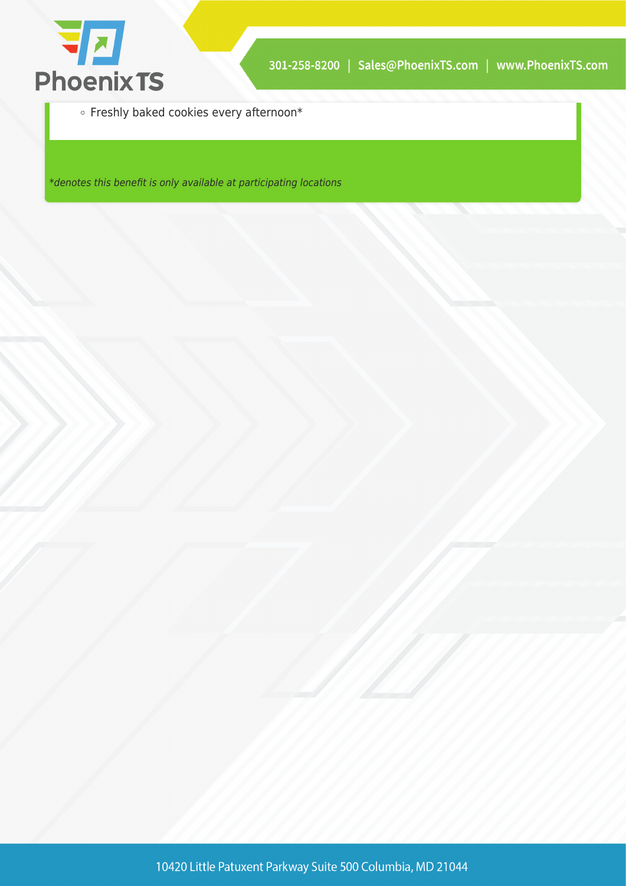- Freshly baked cookies every afternoon*

*denotes this benefit is only available at participating locations*